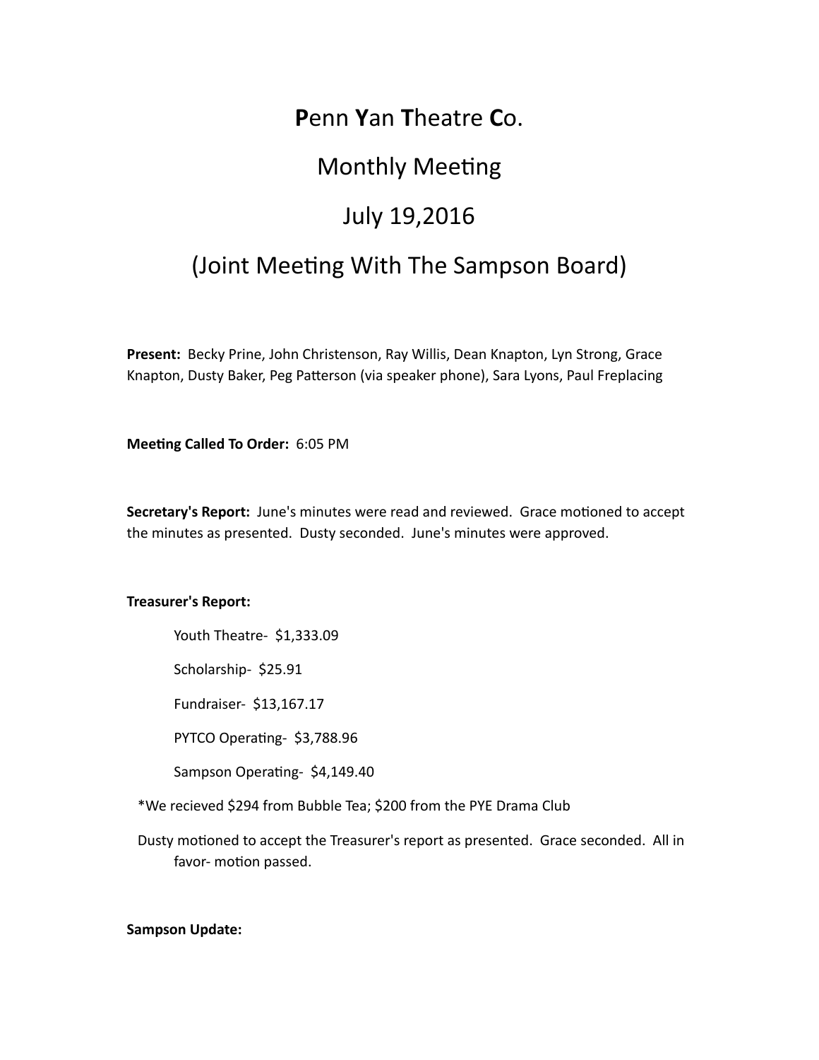# **P**enn **Y**an **T**heatre **C**o.

## Monthly Meeting

## July 19,2016

## (Joint Meeting With The Sampson Board)

**Present:** Becky Prine, John Christenson, Ray Willis, Dean Knapton, Lyn Strong, Grace Knapton, Dusty Baker, Peg Patterson (via speaker phone), Sara Lyons, Paul Freplacing

**Meeting Called To Order:** 6:05 PM

**Secretary's Report:** June's minutes were read and reviewed. Grace motioned to accept the minutes as presented. Dusty seconded. June's minutes were approved.

**Treasurer's Report:**

Youth Theatre- $1,333.09

Scholarship- $25.91

Fundraiser- $13,167.17

PYTCO Operating- $3,788.96

Sampson Operating- $4,149.40

*We recieved $294 from Bubble Tea; $200 from the PYE Drama Club

Dusty motioned to accept the Treasurer's report as presented. Grace seconded. All in favor- motion passed.

**Sampson Update:**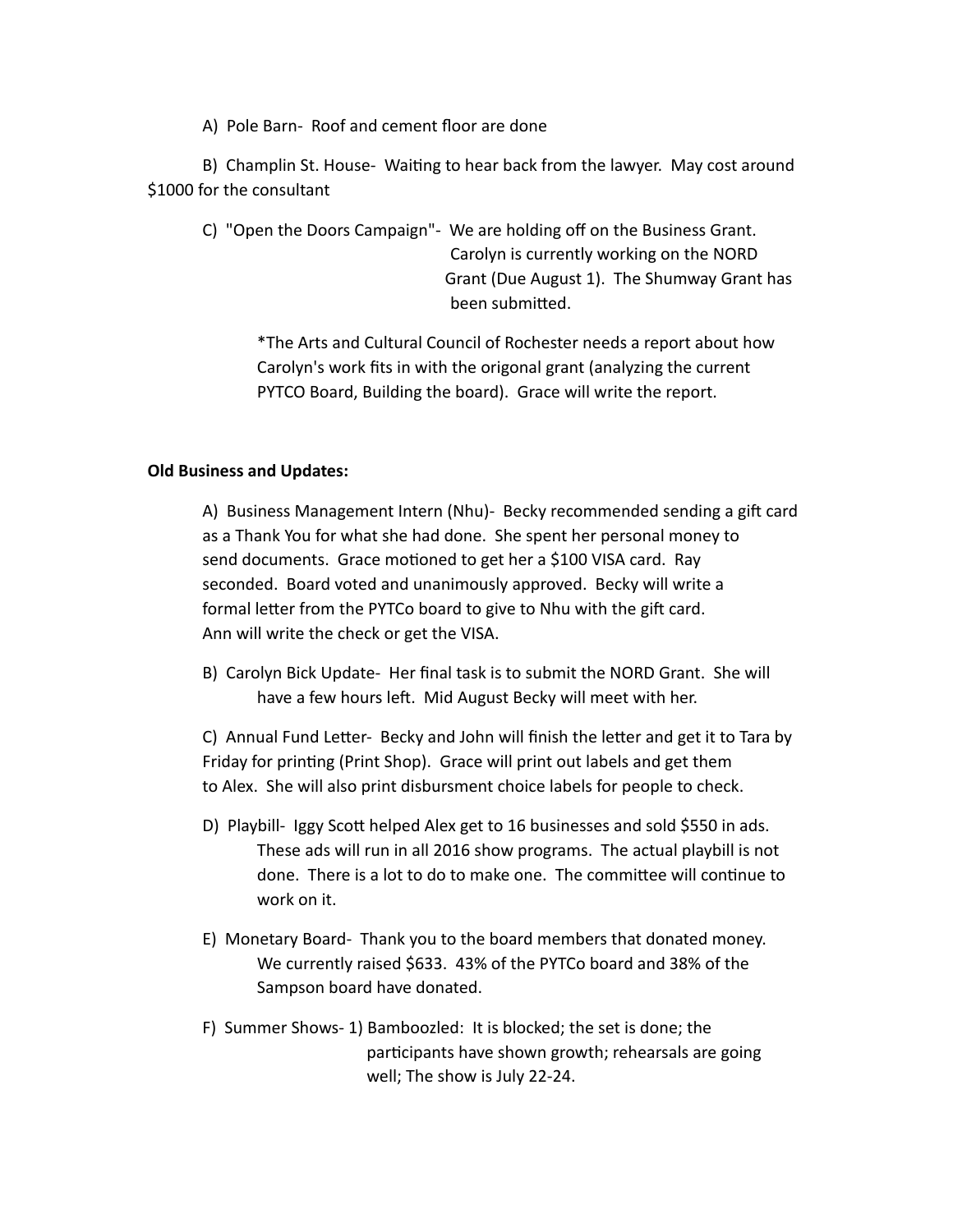A) Pole Barn- Roof and cement floor are done

B) Champlin St. House- Waiting to hear back from the lawyer. May cost around $1000 for the consultant

C) "Open the Doors Campaign"- We are holding off on the Business Grant. Carolyn is currently working on the NORD Grant (Due August 1). The Shumway Grant has been submitted.

> *The Arts and Cultural Council of Rochester needs a report about how Carolyn's work fits in with the origonal grant (analyzing the current PYTCO Board, Building the board). Grace will write the report.

**Old Business and Updates:**

A) Business Management Intern (Nhu)- Becky recommended sending a gift card as a Thank You for what she had done. She spent her personal money to send documents. Grace motioned to get her a $100 VISA card. Ray seconded. Board voted and unanimously approved. Becky will write a formal letter from the PYTCo board to give to Nhu with the gift card. Ann will write the check or get the VISA.

B) Carolyn Bick Update- Her final task is to submit the NORD Grant. She will have a few hours left. Mid August Becky will meet with her.

C) Annual Fund Letter- Becky and John will finish the letter and get it to Tara by Friday for printing (Print Shop). Grace will print out labels and get them to Alex. She will also print disbursment choice labels for people to check.

D) Playbill- Iggy Scott helped Alex get to 16 businesses and sold $550 in ads. These ads will run in all 2016 show programs. The actual playbill is not done. There is a lot to do to make one. The committee will continue to work on it.

E) Monetary Board- Thank you to the board members that donated money. We currently raised $633. 43% of the PYTCo board and 38% of the Sampson board have donated.

F) Summer Shows- 1) Bamboozled: It is blocked; the set is done; the participants have shown growth; rehearsals are going well; The show is July 22-24.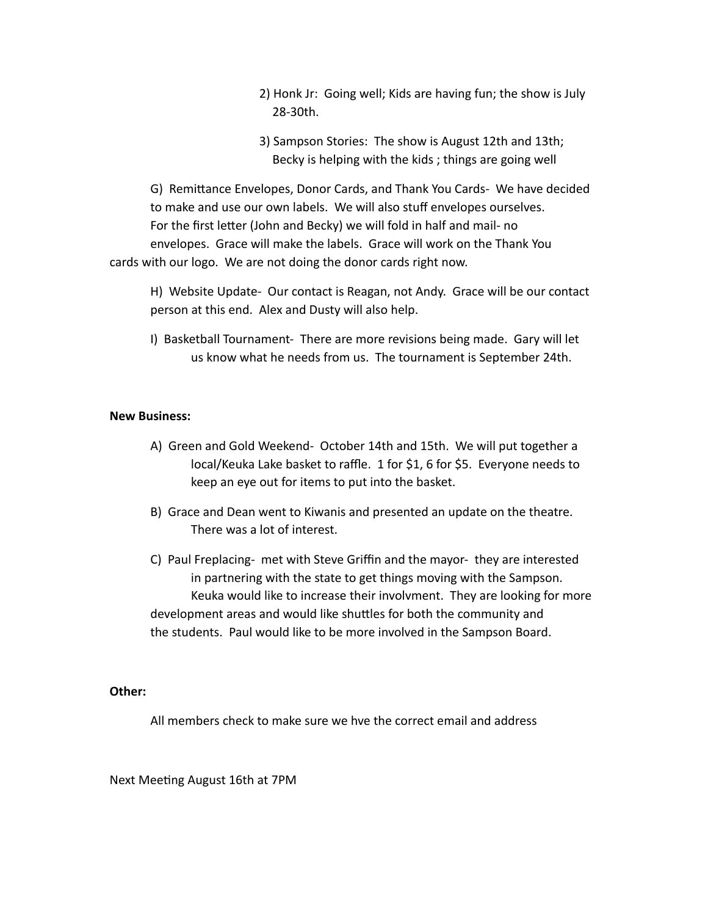2) Honk Jr: Going well; Kids are having fun; the show is July 28-30th.

3) Sampson Stories: The show is August 12th and 13th; Becky is helping with the kids ; things are going well

G) Remittance Envelopes, Donor Cards, and Thank You Cards- We have decided to make and use our own labels. We will also stuff envelopes ourselves. For the first letter (John and Becky) we will fold in half and mail- no envelopes. Grace will make the labels. Grace will work on the Thank You cards with our logo. We are not doing the donor cards right now.

H) Website Update- Our contact is Reagan, not Andy. Grace will be our contact person at this end. Alex and Dusty will also help.

I) Basketball Tournament- There are more revisions being made. Gary will let us know what he needs from us. The tournament is September 24th.

**New Business:**

A) Green and Gold Weekend- October 14th and 15th. We will put together a local/Keuka Lake basket to raffle. 1 for $1, 6 for $5. Everyone needs to keep an eye out for items to put into the basket.

B) Grace and Dean went to Kiwanis and presented an update on the theatre. There was a lot of interest.

C) Paul Freplacing- met with Steve Griffin and the mayor- they are interested in partnering with the state to get things moving with the Sampson. Keuka would like to increase their involvment. They are looking for more development areas and would like shuttles for both the community and the students. Paul would like to be more involved in the Sampson Board.

**Other:**

All members check to make sure we hve the correct email and address

Next Meeting August 16th at 7PM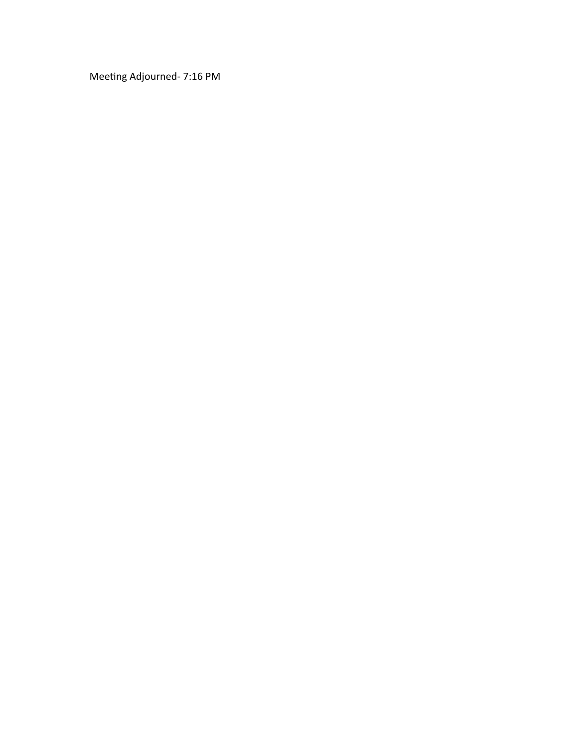Meeting Adjourned- 7:16 PM